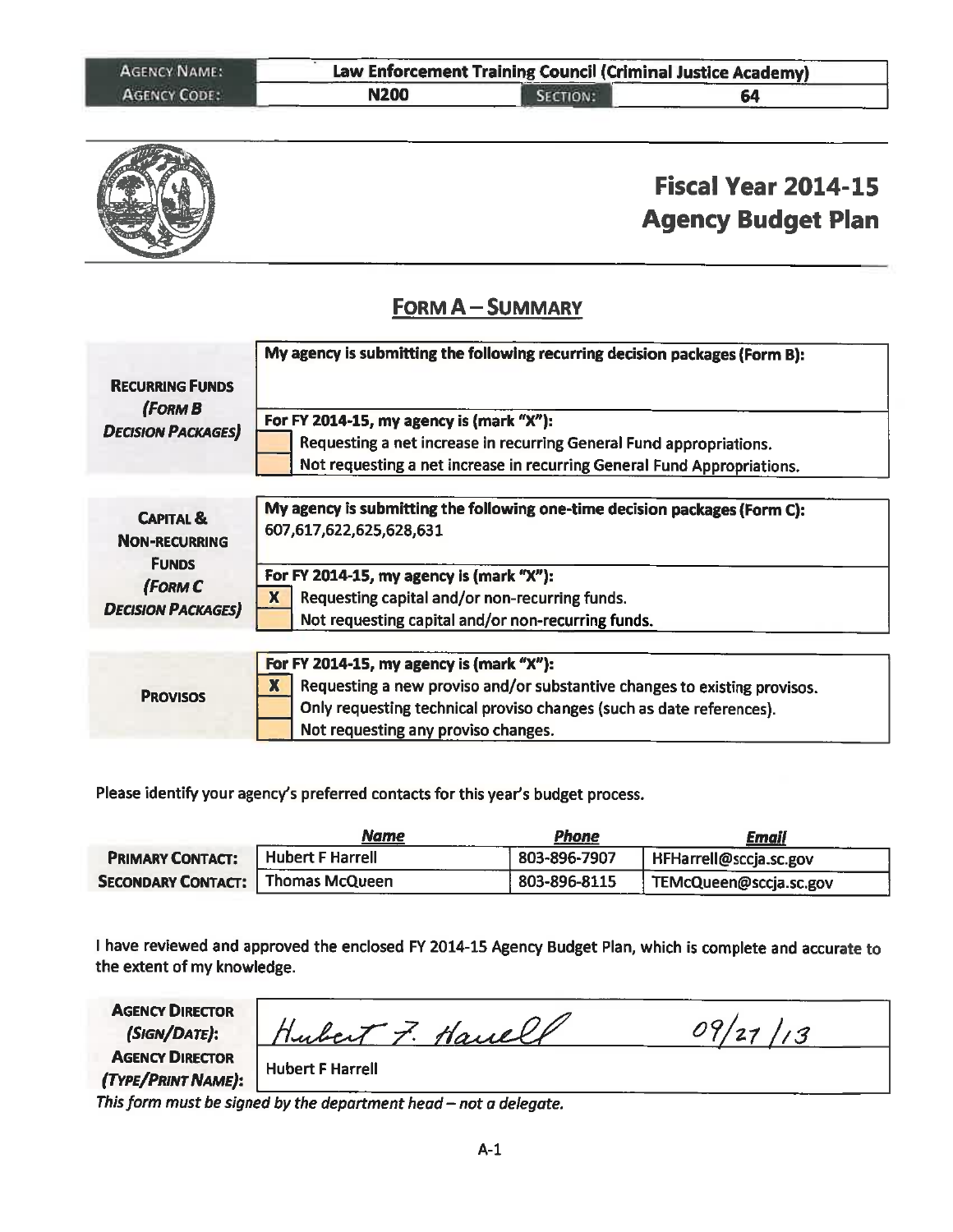| AGENCY NAME: | Law Enforcement Training Council (Criminal Justice Academy) | | |
|---|---|---|---|
| AGENCY CODE: | N200 | SECTION: | 64 |

# Fiscal Year 2014-15 Agency Budget Plan

## FORM A – SUMMARY

| | |
|---|---|
| **RECURRING FUNDS (FORM B DECISION PACKAGES)** | **My agency is submitting the following recurring decision packages (Form B):** |
| | **For FY 2014-15, my agency is (mark "X"):** |
| | [ ] Requesting a net increase in recurring General Fund appropriations. |
| | [ ] Not requesting a net increase in recurring General Fund Appropriations. |

| | |
|---|---|
| **CAPITAL & NON-RECURRING FUNDS (FORM C DECISION PACKAGES)** | **My agency is submitting the following one-time decision packages (Form C):** 607,617,622,625,628,631 |
| | **For FY 2014-15, my agency is (mark "X"):** |
| | [X] Requesting capital and/or non-recurring funds. |
| | [ ] Not requesting capital and/or non-recurring funds. |

| | |
|---|---|
| **PROVISOS** | **For FY 2014-15, my agency is (mark "X"):** |
| | [X] Requesting a new proviso and/or substantive changes to existing provisos. |
| | [ ] Only requesting technical proviso changes (such as date references). |
| | [ ] Not requesting any proviso changes. |

Please identify your agency's preferred contacts for this year's budget process.

| | Name | Phone | Email |
|---|---|---|---|
| **PRIMARY CONTACT:** | Hubert F Harrell | 803-896-7907 | HFHarrell@sccja.sc.gov |
| **SECONDARY CONTACT:** | Thomas McQueen | 803-896-8115 | TEMcQueen@sccja.sc.gov |

I have reviewed and approved the enclosed FY 2014-15 Agency Budget Plan, which is complete and accurate to the extent of my knowledge.

| | | |
|---|---|---|
| **AGENCY DIRECTOR (SIGN/DATE):** | Hubert F. Harrell | 09/27/13 |
| **AGENCY DIRECTOR (TYPE/PRINT NAME):** | Hubert F Harrell | |

*This form must be signed by the department head – not a delegate.*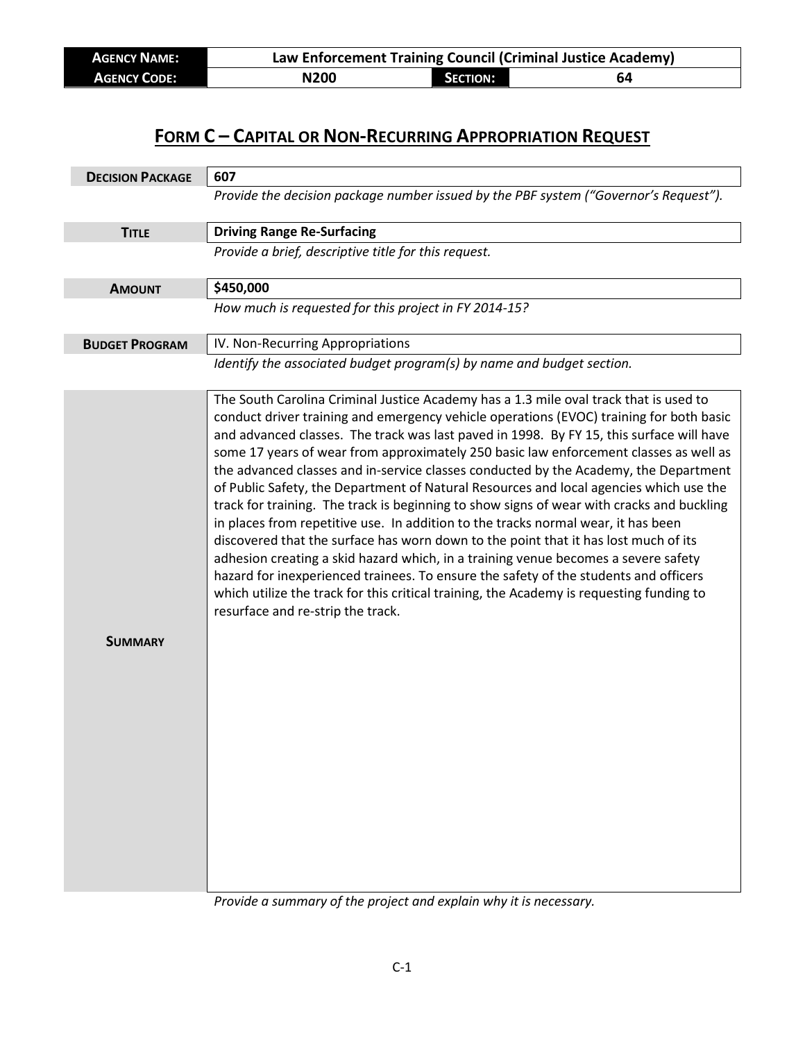| **Agency Name:** | **Law Enforcement Training Council (Criminal Justice Academy)** | | |
|---|---|---|---|
| **Agency Code:** | **N200** | **Section:** | **64** |

# Form C – Capital or Non-Recurring Appropriation Request

| | |
|---|---|
| **Decision Package** | **607** |
| | *Provide the decision package number issued by the PBF system ("Governor's Request").* |
| **Title** | **Driving Range Re-Surfacing** |
| | *Provide a brief, descriptive title for this request.* |
| **Amount** | **$450,000** |
| | *How much is requested for this project in FY 2014-15?* |
| **Budget Program** | IV. Non-Recurring Appropriations |
| | *Identify the associated budget program(s) by name and budget section.* |
| **Summary** | The South Carolina Criminal Justice Academy has a 1.3 mile oval track that is used to conduct driver training and emergency vehicle operations (EVOC) training for both basic and advanced classes. The track was last paved in 1998. By FY 15, this surface will have some 17 years of wear from approximately 250 basic law enforcement classes as well as the advanced classes and in-service classes conducted by the Academy, the Department of Public Safety, the Department of Natural Resources and local agencies which use the track for training. The track is beginning to show signs of wear with cracks and buckling in places from repetitive use. In addition to the tracks normal wear, it has been discovered that the surface has worn down to the point that it has lost much of its adhesion creating a skid hazard which, in a training venue becomes a severe safety hazard for inexperienced trainees. To ensure the safety of the students and officers which utilize the track for this critical training, the Academy is requesting funding to resurface and re-strip the track. |
| | *Provide a summary of the project and explain why it is necessary.* |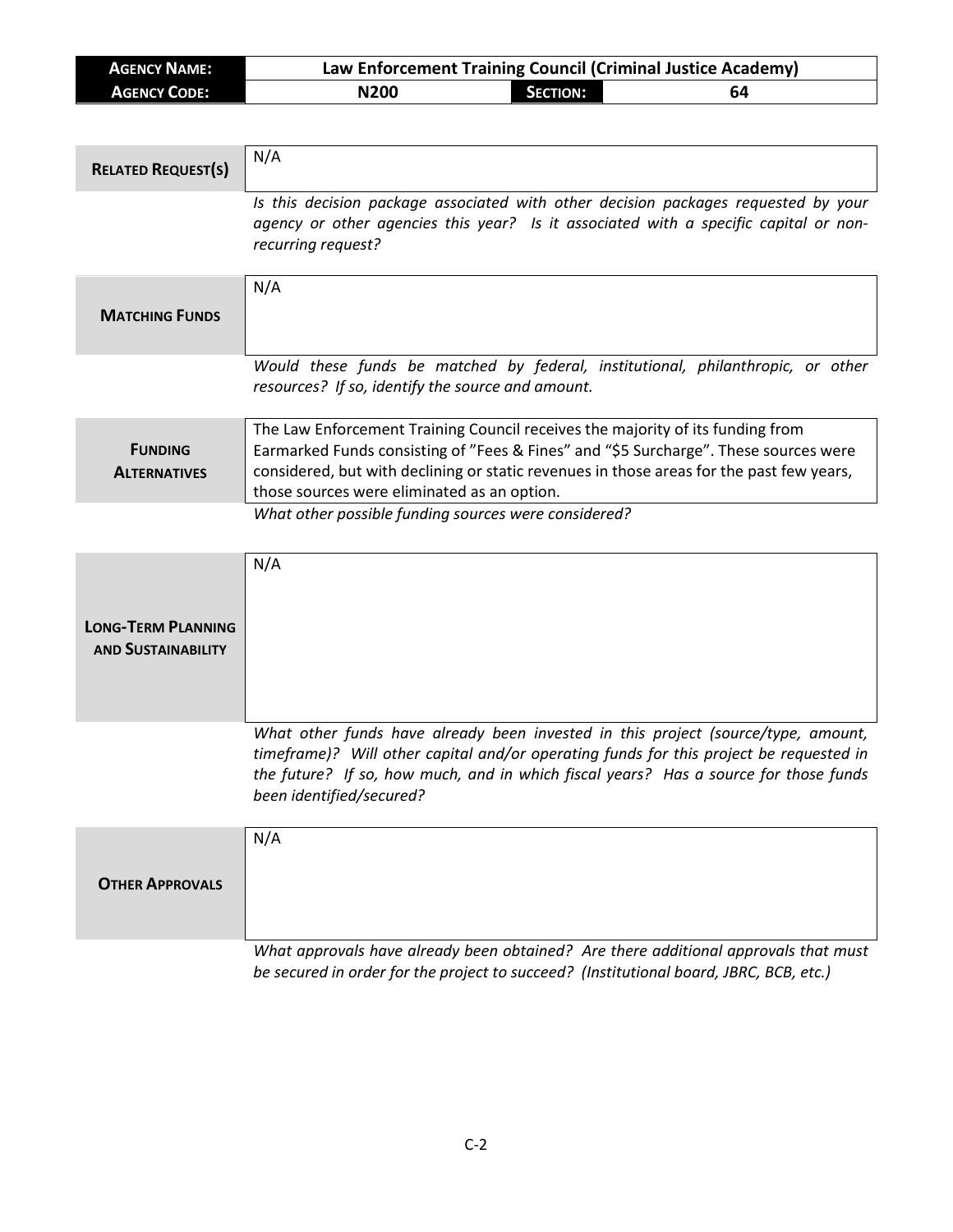| **AGENCY NAME:** | Law Enforcement Training Council (Criminal Justice Academy) | | |
| --- | --- | --- | --- |
| **AGENCY CODE:** | N200 | **SECTION:** | 64 |

| **RELATED REQUEST(S)** | N/A |
| --- | --- |
| | *Is this decision package associated with other decision packages requested by your agency or other agencies this year? Is it associated with a specific capital or non-recurring request?* |

| **MATCHING FUNDS** | N/A |
| --- | --- |
| | *Would these funds be matched by federal, institutional, philanthropic, or other resources? If so, identify the source and amount.* |

| **FUNDING ALTERNATIVES** | The Law Enforcement Training Council receives the majority of its funding from Earmarked Funds consisting of "Fees & Fines" and "$5 Surcharge". These sources were considered, but with declining or static revenues in those areas for the past few years, those sources were eliminated as an option. |
| --- | --- |
| | *What other possible funding sources were considered?* |

| **LONG-TERM PLANNING AND SUSTAINABILITY** | N/A |
| --- | --- |
| | *What other funds have already been invested in this project (source/type, amount, timeframe)? Will other capital and/or operating funds for this project be requested in the future? If so, how much, and in which fiscal years? Has a source for those funds been identified/secured?* |

| **OTHER APPROVALS** | N/A |
| --- | --- |
| | *What approvals have already been obtained? Are there additional approvals that must be secured in order for the project to succeed? (Institutional board, JBRC, BCB, etc.)* |

C-2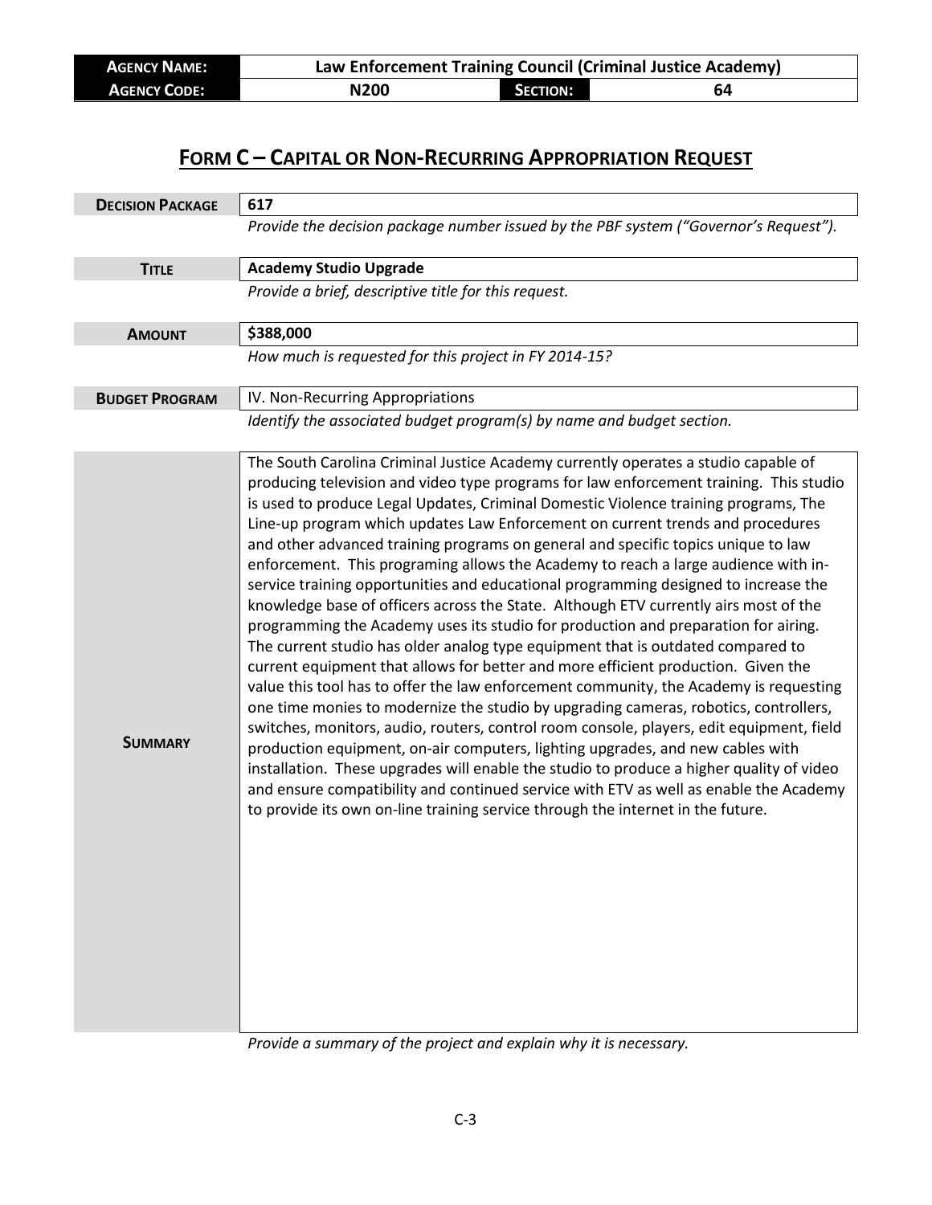| **AGENCY NAME:** | **Law Enforcement Training Council (Criminal Justice Academy)** | | |
|---|---|---|---|
| **AGENCY CODE:** | **N200** | **SECTION:** | **64** |

## FORM C – CAPITAL OR NON-RECURRING APPROPRIATION REQUEST

| | |
|---|---|
| **DECISION PACKAGE** | **617** |
| | *Provide the decision package number issued by the PBF system ("Governor's Request").* |
| **TITLE** | **Academy Studio Upgrade** |
| | *Provide a brief, descriptive title for this request.* |
| **AMOUNT** | **$388,000** |
| | *How much is requested for this project in FY 2014-15?* |
| **BUDGET PROGRAM** | IV. Non-Recurring Appropriations |
| | *Identify the associated budget program(s) by name and budget section.* |
| **SUMMARY** | The South Carolina Criminal Justice Academy currently operates a studio capable of producing television and video type programs for law enforcement training. This studio is used to produce Legal Updates, Criminal Domestic Violence training programs, The Line-up program which updates Law Enforcement on current trends and procedures and other advanced training programs on general and specific topics unique to law enforcement. This programing allows the Academy to reach a large audience with in-service training opportunities and educational programming designed to increase the knowledge base of officers across the State. Although ETV currently airs most of the programming the Academy uses its studio for production and preparation for airing. The current studio has older analog type equipment that is outdated compared to current equipment that allows for better and more efficient production. Given the value this tool has to offer the law enforcement community, the Academy is requesting one time monies to modernize the studio by upgrading cameras, robotics, controllers, switches, monitors, audio, routers, control room console, players, edit equipment, field production equipment, on-air computers, lighting upgrades, and new cables with installation. These upgrades will enable the studio to produce a higher quality of video and ensure compatibility and continued service with ETV as well as enable the Academy to provide its own on-line training service through the internet in the future. |
| | *Provide a summary of the project and explain why it is necessary.* |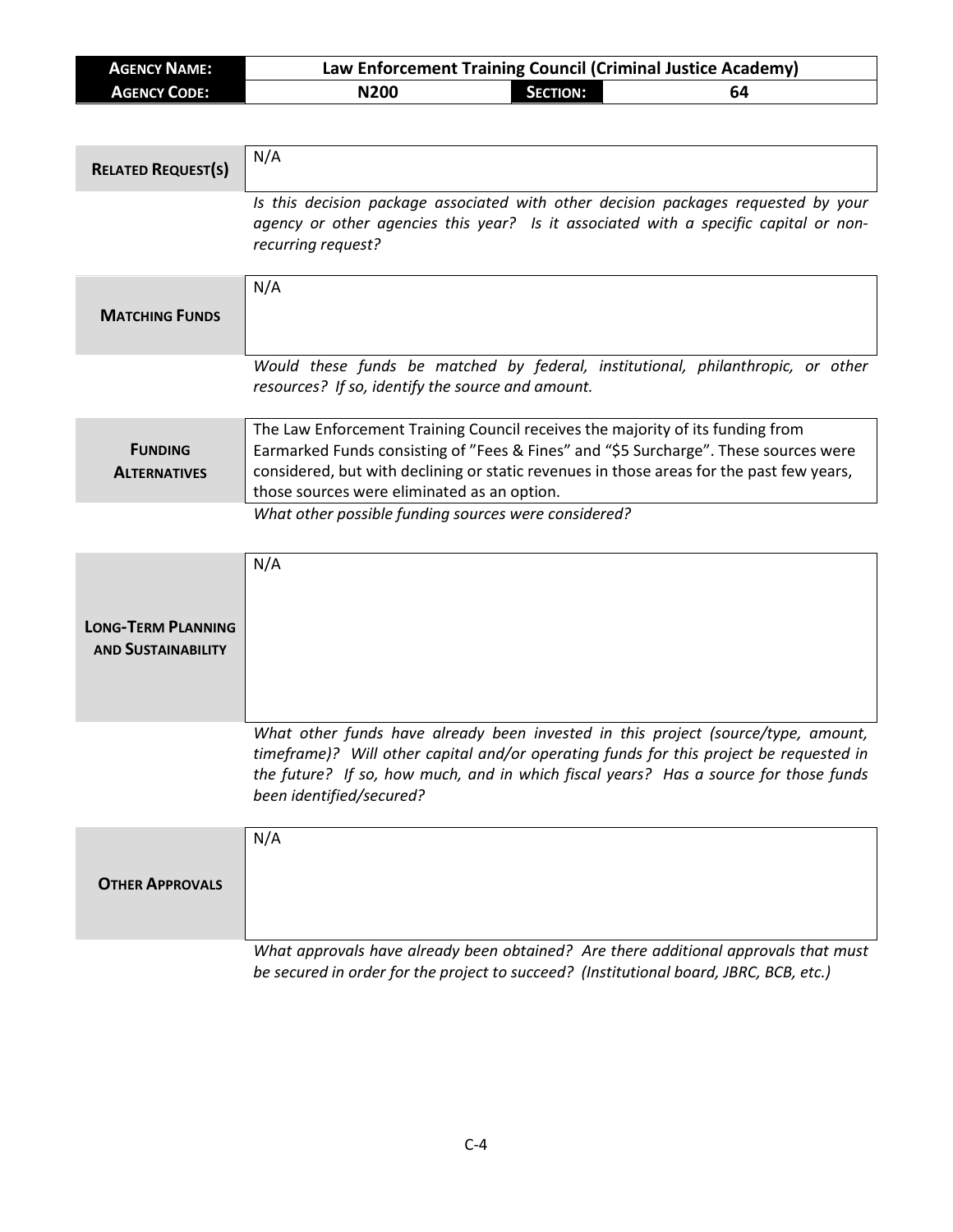| **Agency Name:** | Law Enforcement Training Council (Criminal Justice Academy) | | |
|---|---|---|---|
| **Agency Code:** | N200 | **Section:** | 64 |

| **Related Request(s)** | N/A |
|---|---|
| | *Is this decision package associated with other decision packages requested by your agency or other agencies this year? Is it associated with a specific capital or non-recurring request?* |

| **Matching Funds** | N/A |
|---|---|
| | *Would these funds be matched by federal, institutional, philanthropic, or other resources? If so, identify the source and amount.* |

| **Funding Alternatives** | The Law Enforcement Training Council receives the majority of its funding from Earmarked Funds consisting of "Fees & Fines" and "$5 Surcharge". These sources were considered, but with declining or static revenues in those areas for the past few years, those sources were eliminated as an option. |
|---|---|
| | *What other possible funding sources were considered?* |

| **Long-Term Planning and Sustainability** | N/A |
|---|---|
| | *What other funds have already been invested in this project (source/type, amount, timeframe)? Will other capital and/or operating funds for this project be requested in the future? If so, how much, and in which fiscal years? Has a source for those funds been identified/secured?* |

| **Other Approvals** | N/A |
|---|---|
| | *What approvals have already been obtained? Are there additional approvals that must be secured in order for the project to succeed? (Institutional board, JBRC, BCB, etc.)* |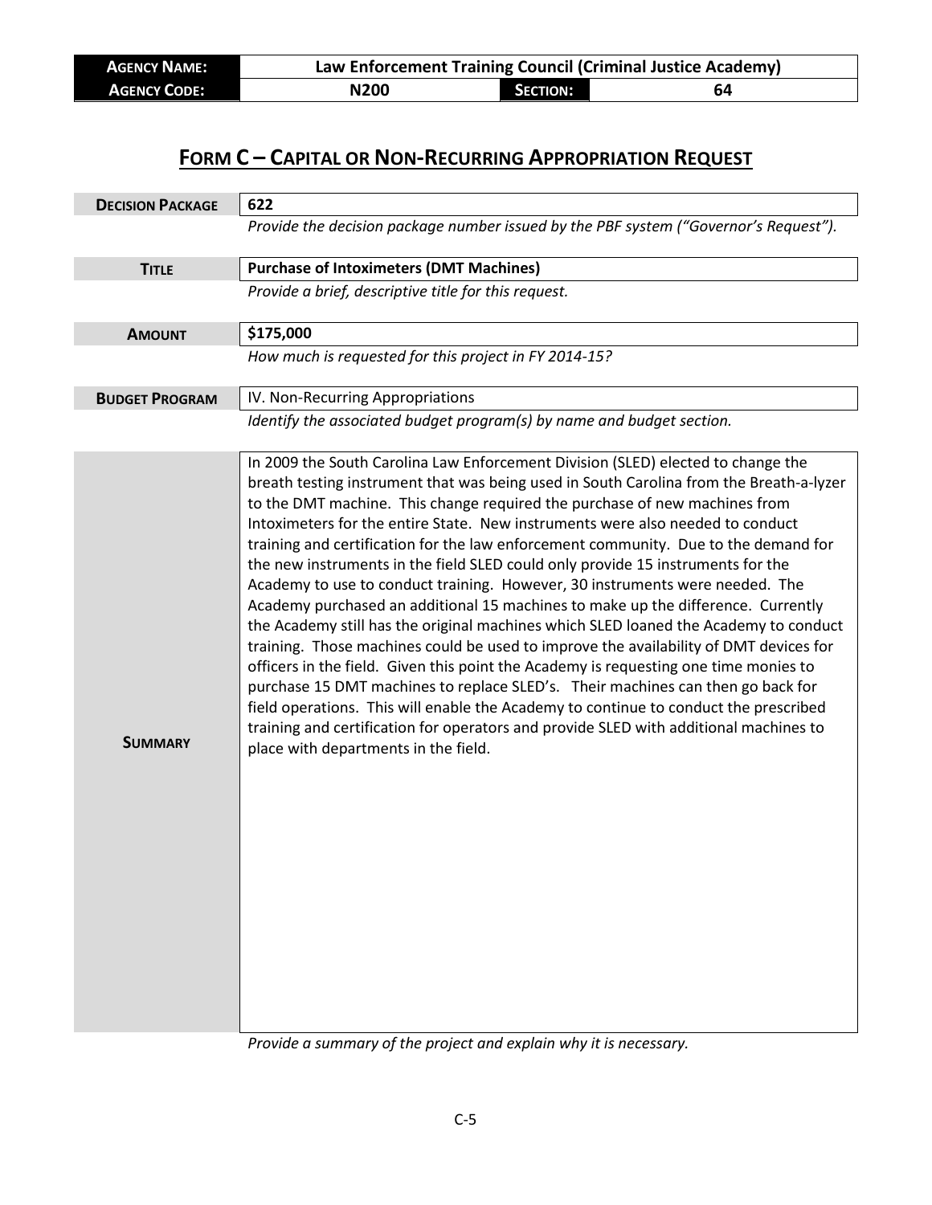| AGENCY NAME: | Law Enforcement Training Council (Criminal Justice Academy) | | |
|---|---|---|---|
| AGENCY CODE: | N200 | SECTION: | 64 |

# FORM C – CAPITAL OR NON-RECURRING APPROPRIATION REQUEST

| | |
|---|---|
| **DECISION PACKAGE** | 622 |
| | *Provide the decision package number issued by the PBF system ("Governor's Request").* |
| **TITLE** | **Purchase of Intoximeters (DMT Machines)** |
| | *Provide a brief, descriptive title for this request.* |
| **AMOUNT** | **$175,000** |
| | *How much is requested for this project in FY 2014-15?* |
| **BUDGET PROGRAM** | IV. Non-Recurring Appropriations |
| | *Identify the associated budget program(s) by name and budget section.* |
| **SUMMARY** | In 2009 the South Carolina Law Enforcement Division (SLED) elected to change the breath testing instrument that was being used in South Carolina from the Breath-a-lyzer to the DMT machine. This change required the purchase of new machines from Intoximeters for the entire State. New instruments were also needed to conduct training and certification for the law enforcement community. Due to the demand for the new instruments in the field SLED could only provide 15 instruments for the Academy to use to conduct training. However, 30 instruments were needed. The Academy purchased an additional 15 machines to make up the difference. Currently the Academy still has the original machines which SLED loaned the Academy to conduct training. Those machines could be used to improve the availability of DMT devices for officers in the field. Given this point the Academy is requesting one time monies to purchase 15 DMT machines to replace SLED's. Their machines can then go back for field operations. This will enable the Academy to continue to conduct the prescribed training and certification for operators and provide SLED with additional machines to place with departments in the field. |
| | *Provide a summary of the project and explain why it is necessary.* |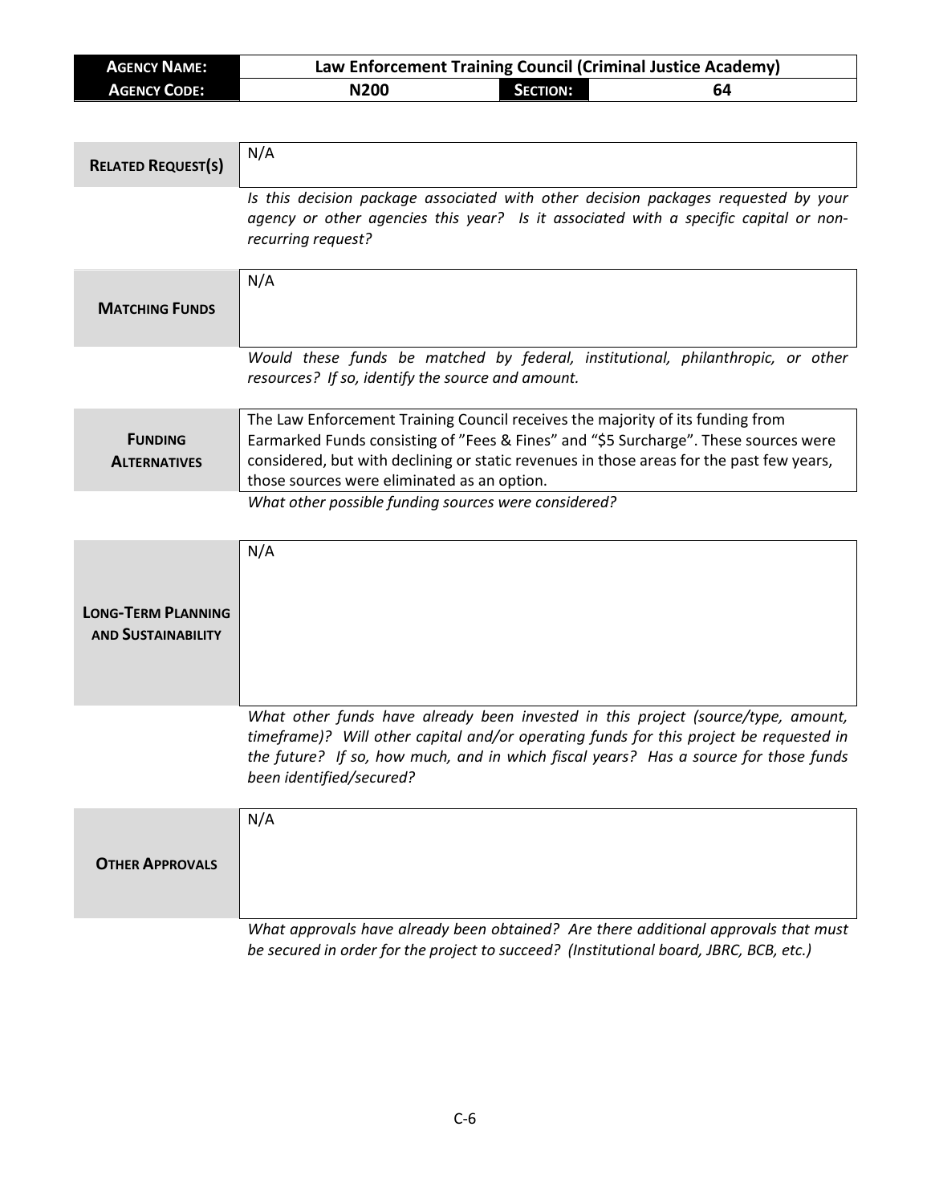| **AGENCY NAME:** | Law Enforcement Training Council (Criminal Justice Academy) | | |
|---|---|---|---|
| **AGENCY CODE:** | N200 | **SECTION:** | 64 |

| | |
|---|---|
| **RELATED REQUEST(S)** | N/A |
| | *Is this decision package associated with other decision packages requested by your agency or other agencies this year? Is it associated with a specific capital or non-recurring request?* |

| | |
|---|---|
| **MATCHING FUNDS** | N/A |
| | *Would these funds be matched by federal, institutional, philanthropic, or other resources? If so, identify the source and amount.* |

| | |
|---|---|
| **FUNDING ALTERNATIVES** | The Law Enforcement Training Council receives the majority of its funding from Earmarked Funds consisting of "Fees & Fines" and "$5 Surcharge". These sources were considered, but with declining or static revenues in those areas for the past few years, those sources were eliminated as an option. |
| | *What other possible funding sources were considered?* |

| | |
|---|---|
| **LONG-TERM PLANNING AND SUSTAINABILITY** | N/A |
| | *What other funds have already been invested in this project (source/type, amount, timeframe)? Will other capital and/or operating funds for this project be requested in the future? If so, how much, and in which fiscal years? Has a source for those funds been identified/secured?* |

| | |
|---|---|
| **OTHER APPROVALS** | N/A |
| | *What approvals have already been obtained? Are there additional approvals that must be secured in order for the project to succeed? (Institutional board, JBRC, BCB, etc.)* |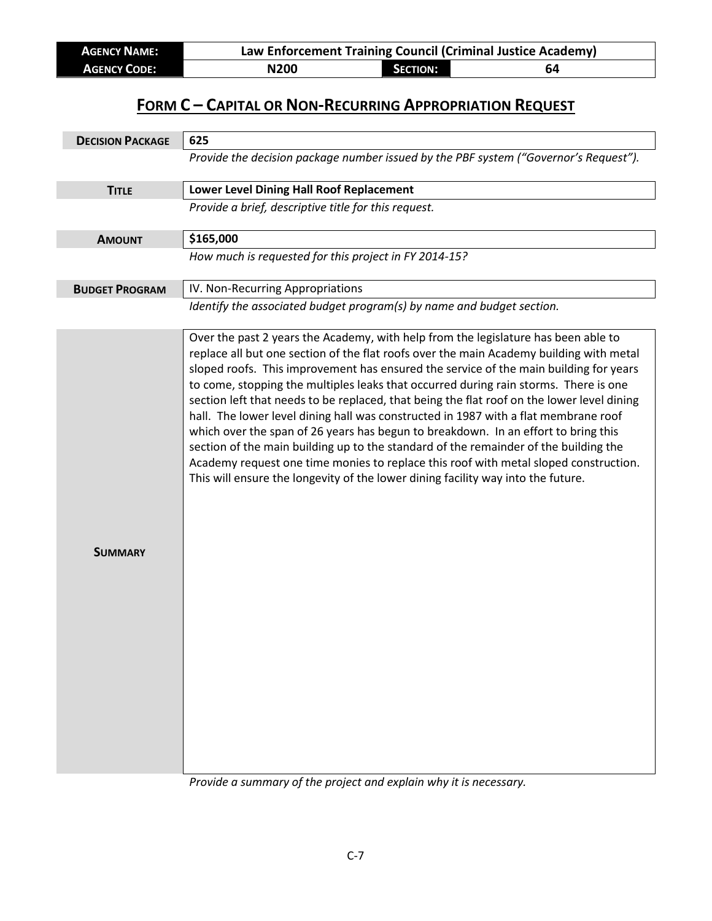| **Agency Name:** | Law Enforcement Training Council (Criminal Justice Academy) | | |
|---|---|---|---|
| **Agency Code:** | N200 | **Section:** | 64 |

# Form C – Capital or Non-Recurring Appropriation Request

| | |
|---|---|
| **Decision Package** | 625 |
| | *Provide the decision package number issued by the PBF system ("Governor's Request").* |
| **Title** | **Lower Level Dining Hall Roof Replacement** |
| | *Provide a brief, descriptive title for this request.* |
| **Amount** | **$165,000** |
| | *How much is requested for this project in FY 2014-15?* |
| **Budget Program** | IV. Non-Recurring Appropriations |
| | *Identify the associated budget program(s) by name and budget section.* |
| **Summary** | Over the past 2 years the Academy, with help from the legislature has been able to replace all but one section of the flat roofs over the main Academy building with metal sloped roofs. This improvement has ensured the service of the main building for years to come, stopping the multiples leaks that occurred during rain storms. There is one section left that needs to be replaced, that being the flat roof on the lower level dining hall. The lower level dining hall was constructed in 1987 with a flat membrane roof which over the span of 26 years has begun to breakdown. In an effort to bring this section of the main building up to the standard of the remainder of the building the Academy request one time monies to replace this roof with metal sloped construction. This will ensure the longevity of the lower dining facility way into the future. |
| | *Provide a summary of the project and explain why it is necessary.* |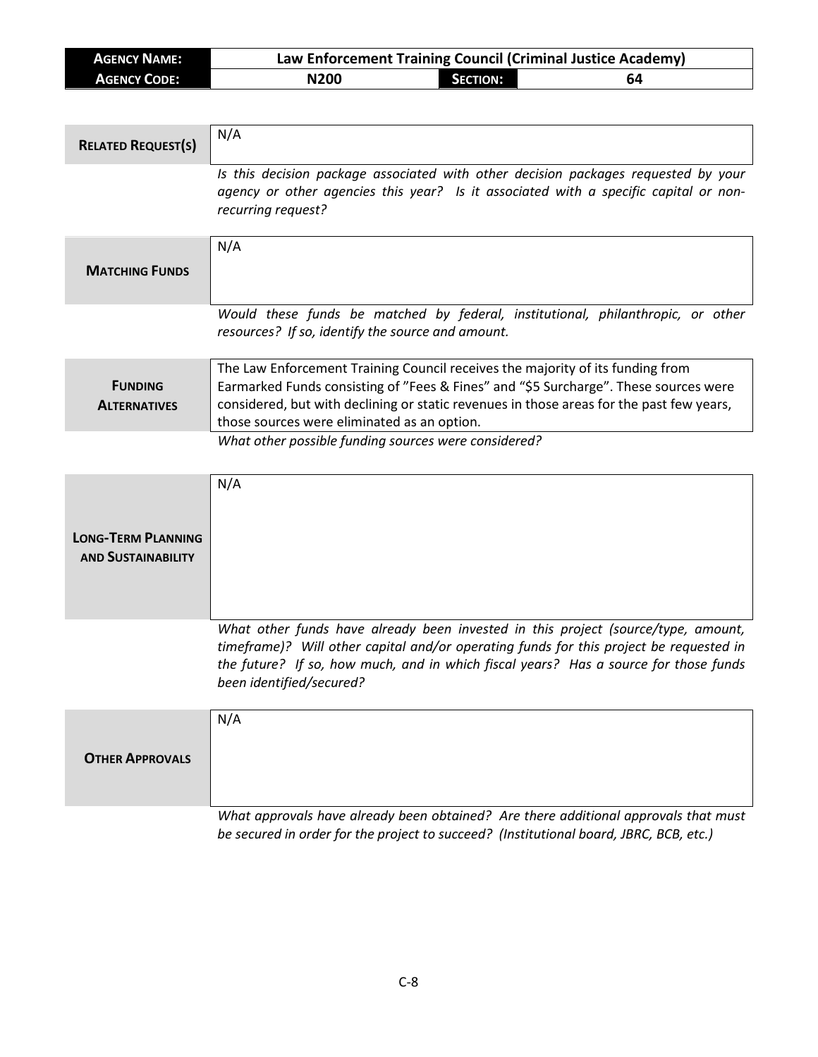| **Agency Name:** | Law Enforcement Training Council (Criminal Justice Academy) | | |
|---|---|---|---|
| **Agency Code:** | N200 | **Section:** | 64 |

| | |
|---|---|
| **Related Request(s)** | N/A |
| | *Is this decision package associated with other decision packages requested by your agency or other agencies this year? Is it associated with a specific capital or non-recurring request?* |
| **Matching Funds** | N/A |
| | *Would these funds be matched by federal, institutional, philanthropic, or other resources? If so, identify the source and amount.* |
| **Funding Alternatives** | The Law Enforcement Training Council receives the majority of its funding from Earmarked Funds consisting of "Fees & Fines" and "$5 Surcharge". These sources were considered, but with declining or static revenues in those areas for the past few years, those sources were eliminated as an option. |
| | *What other possible funding sources were considered?* |
| **Long-Term Planning and Sustainability** | N/A |
| | *What other funds have already been invested in this project (source/type, amount, timeframe)? Will other capital and/or operating funds for this project be requested in the future? If so, how much, and in which fiscal years? Has a source for those funds been identified/secured?* |
| **Other Approvals** | N/A |
| | *What approvals have already been obtained? Are there additional approvals that must be secured in order for the project to succeed? (Institutional board, JBRC, BCB, etc.)* |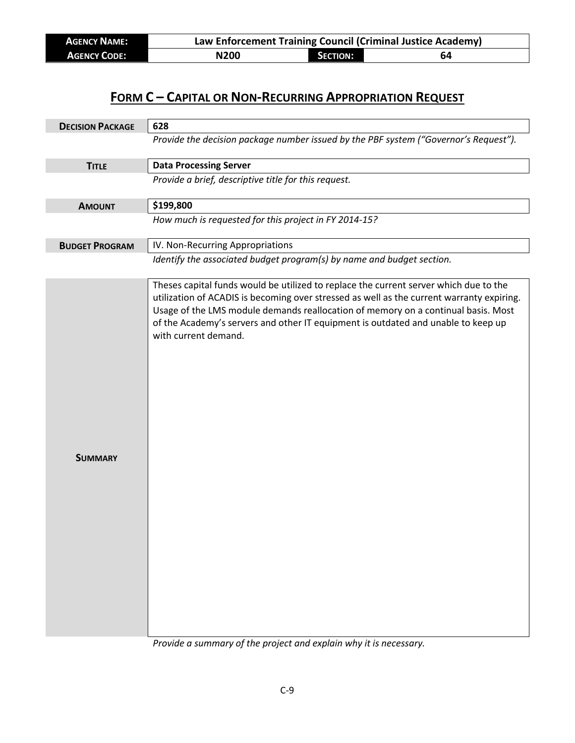| **Agency Name:** | Law Enforcement Training Council (Criminal Justice Academy) | | |
|---|---|---|---|
| **Agency Code:** | N200 | **Section:** | 64 |

# Form C – Capital or Non-Recurring Appropriation Request

| | |
|---|---|
| **Decision Package** | 628 |
| | *Provide the decision package number issued by the PBF system ("Governor's Request").* |
| **Title** | **Data Processing Server** |
| | *Provide a brief, descriptive title for this request.* |
| **Amount** | **$199,800** |
| | *How much is requested for this project in FY 2014-15?* |
| **Budget Program** | IV. Non-Recurring Appropriations |
| | *Identify the associated budget program(s) by name and budget section.* |
| **Summary** | Theses capital funds would be utilized to replace the current server which due to the utilization of ACADIS is becoming over stressed as well as the current warranty expiring. Usage of the LMS module demands reallocation of memory on a continual basis. Most of the Academy's servers and other IT equipment is outdated and unable to keep up with current demand. |
| | *Provide a summary of the project and explain why it is necessary.* |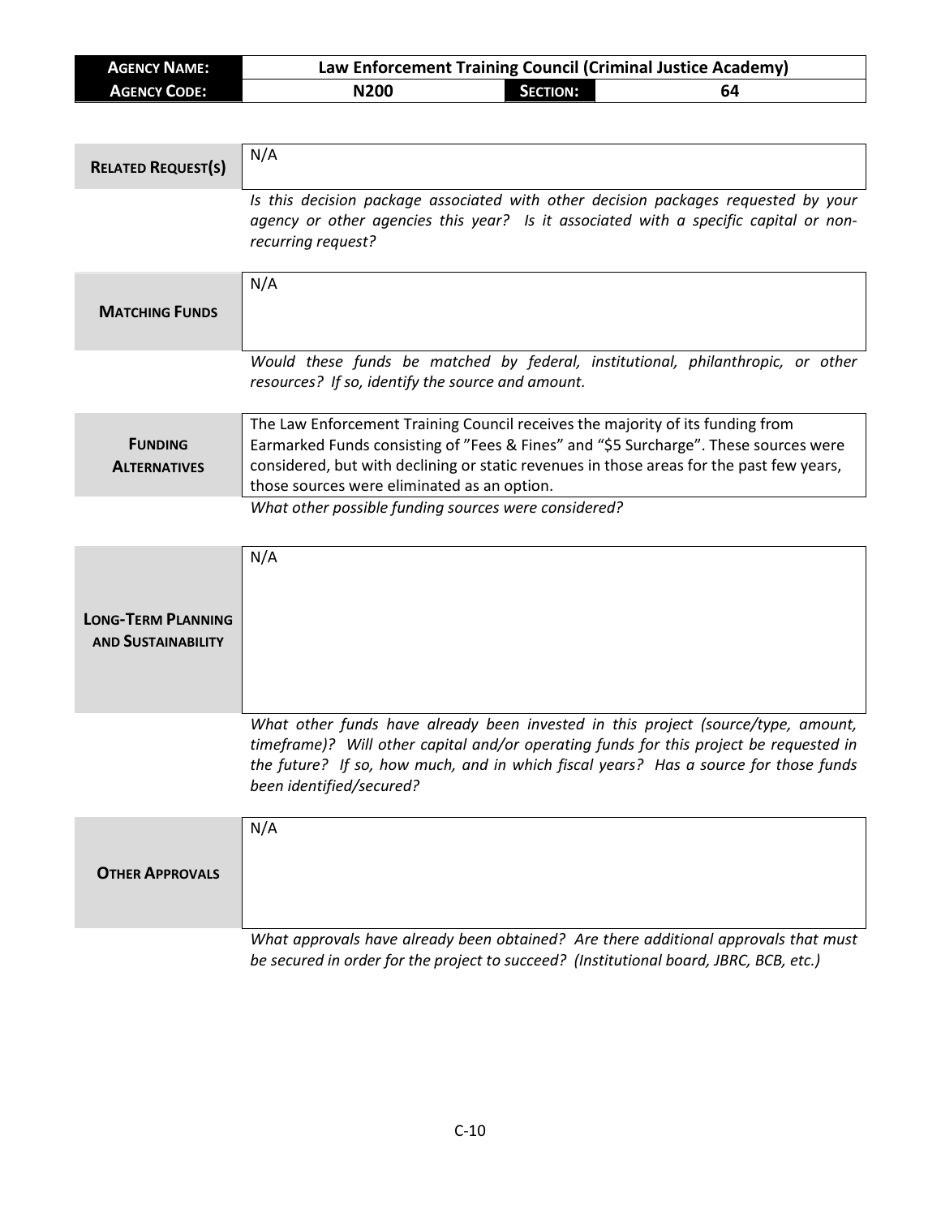| **Agency Name:** | Law Enforcement Training Council (Criminal Justice Academy) | | |
|---|---|---|---|
| **Agency Code:** | N200 | **Section:** | 64 |

| **Related Request(s)** | N/A |
|---|---|
| | *Is this decision package associated with other decision packages requested by your agency or other agencies this year? Is it associated with a specific capital or non-recurring request?* |

| **Matching Funds** | N/A |
|---|---|
| | *Would these funds be matched by federal, institutional, philanthropic, or other resources? If so, identify the source and amount.* |

| **Funding Alternatives** | The Law Enforcement Training Council receives the majority of its funding from Earmarked Funds consisting of "Fees & Fines" and "$5 Surcharge". These sources were considered, but with declining or static revenues in those areas for the past few years, those sources were eliminated as an option. |
|---|---|
| | *What other possible funding sources were considered?* |

| **Long-Term Planning and Sustainability** | N/A |
|---|---|
| | *What other funds have already been invested in this project (source/type, amount, timeframe)? Will other capital and/or operating funds for this project be requested in the future? If so, how much, and in which fiscal years? Has a source for those funds been identified/secured?* |

| **Other Approvals** | N/A |
|---|---|
| | *What approvals have already been obtained? Are there additional approvals that must be secured in order for the project to succeed? (Institutional board, JBRC, BCB, etc.)* |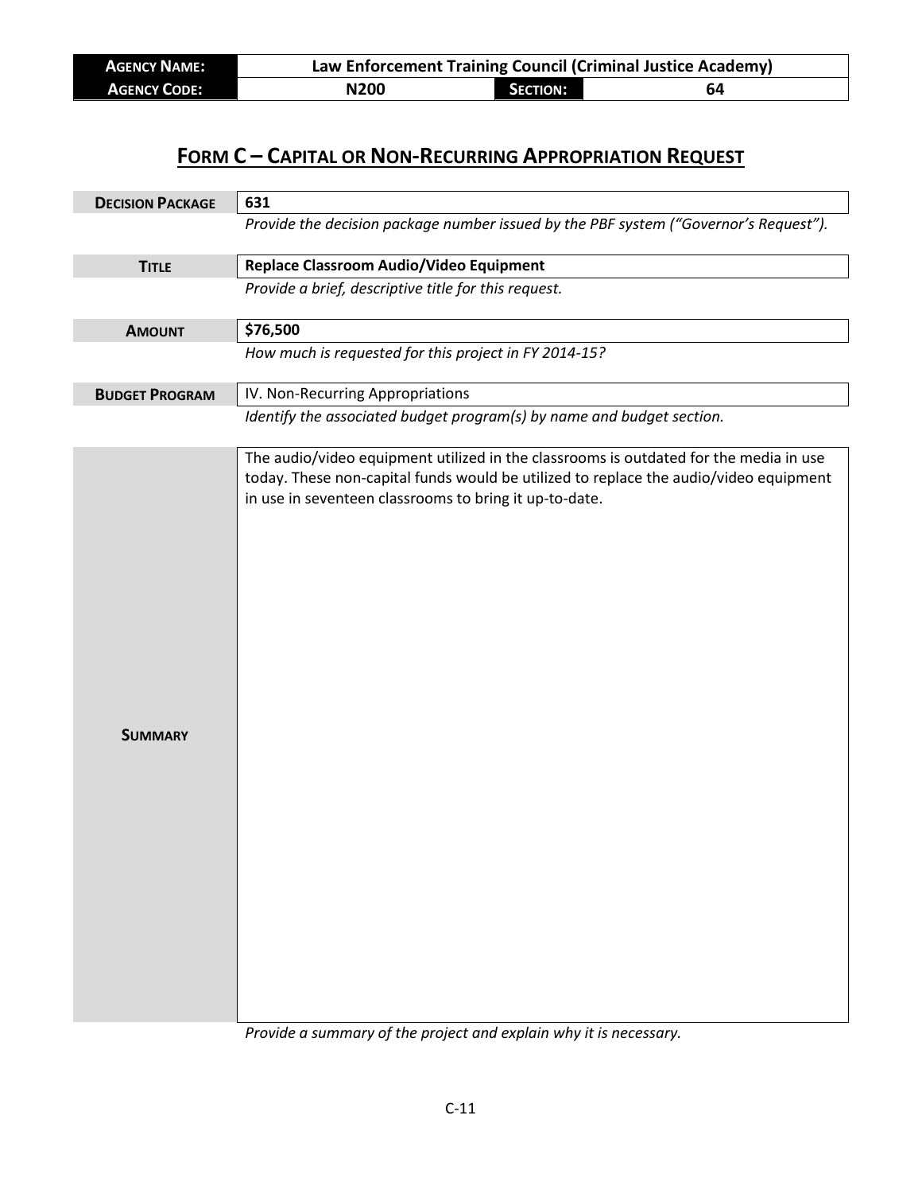| **AGENCY NAME:** | Law Enforcement Training Council (Criminal Justice Academy) | | |
|---|---|---|---|
| **AGENCY CODE:** | N200 | **SECTION:** | 64 |

## FORM C – CAPITAL OR NON-RECURRING APPROPRIATION REQUEST

| | |
|---|---|
| **DECISION PACKAGE** | **631** |
| | *Provide the decision package number issued by the PBF system ("Governor's Request").* |
| **TITLE** | **Replace Classroom Audio/Video Equipment** |
| | *Provide a brief, descriptive title for this request.* |
| **AMOUNT** | **$76,500** |
| | *How much is requested for this project in FY 2014-15?* |
| **BUDGET PROGRAM** | IV. Non-Recurring Appropriations |
| | *Identify the associated budget program(s) by name and budget section.* |
| **SUMMARY** | The audio/video equipment utilized in the classrooms is outdated for the media in use today. These non-capital funds would be utilized to replace the audio/video equipment in use in seventeen classrooms to bring it up-to-date. |
| | *Provide a summary of the project and explain why it is necessary.* |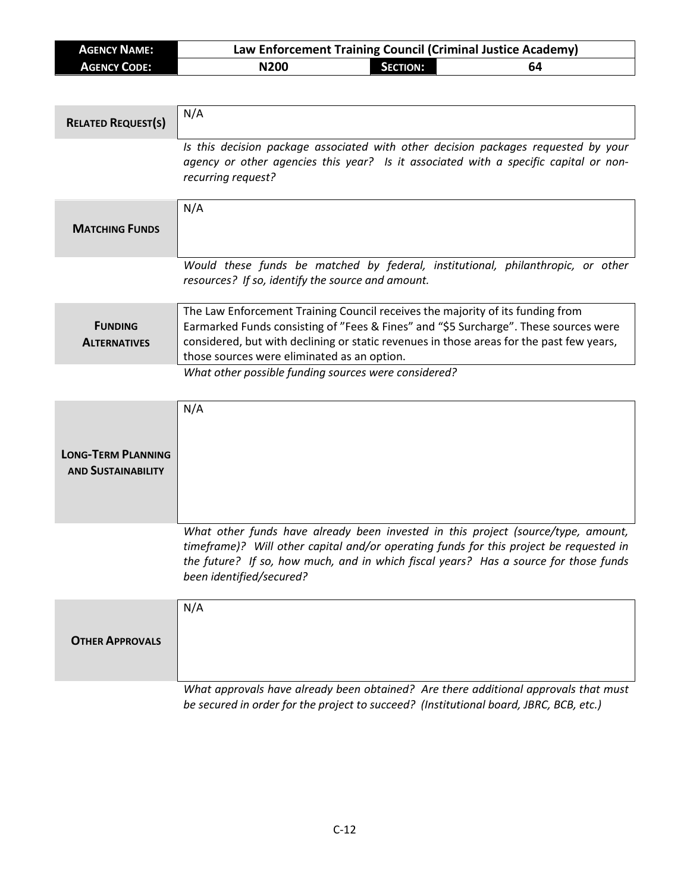| **Agency Name:** | Law Enforcement Training Council (Criminal Justice Academy) | | |
|---|---|---|---|
| **Agency Code:** | N200 | **Section:** | 64 |

| **Related Request(s)** | N/A |
|---|---|
| | *Is this decision package associated with other decision packages requested by your agency or other agencies this year? Is it associated with a specific capital or non-recurring request?* |

| **Matching Funds** | N/A |
|---|---|
| | *Would these funds be matched by federal, institutional, philanthropic, or other resources? If so, identify the source and amount.* |

| **Funding Alternatives** | The Law Enforcement Training Council receives the majority of its funding from Earmarked Funds consisting of "Fees & Fines" and "$5 Surcharge". These sources were considered, but with declining or static revenues in those areas for the past few years, those sources were eliminated as an option. |
|---|---|
| | *What other possible funding sources were considered?* |

| **Long-Term Planning and Sustainability** | N/A |
|---|---|
| | *What other funds have already been invested in this project (source/type, amount, timeframe)? Will other capital and/or operating funds for this project be requested in the future? If so, how much, and in which fiscal years? Has a source for those funds been identified/secured?* |

| **Other Approvals** | N/A |
|---|---|
| | *What approvals have already been obtained? Are there additional approvals that must be secured in order for the project to succeed? (Institutional board, JBRC, BCB, etc.)* |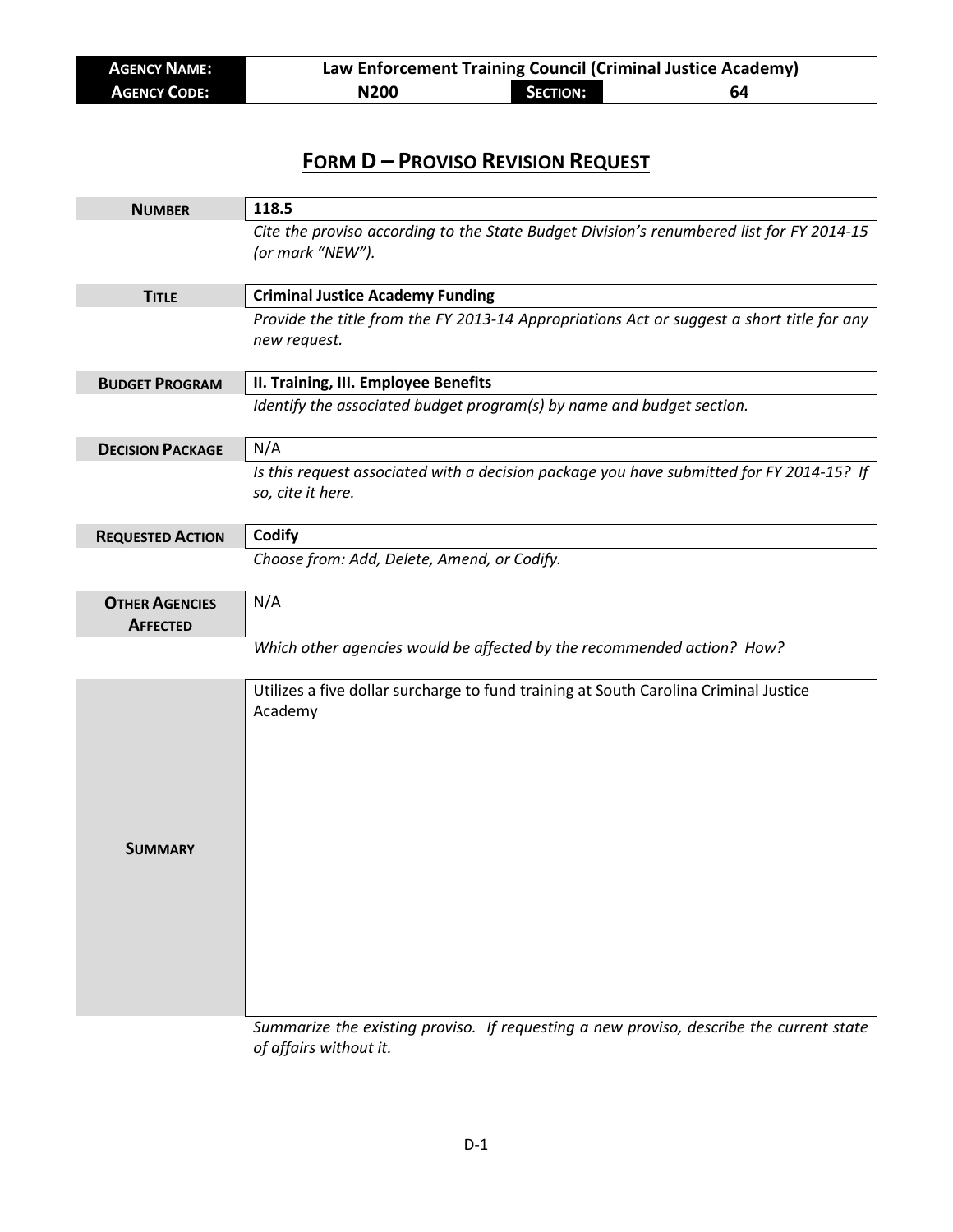| **AGENCY NAME:** | Law Enforcement Training Council (Criminal Justice Academy) | | |
|---|---|---|---|
| **AGENCY CODE:** | N200 | **SECTION:** | 64 |

# FORM D – PROVISO REVISION REQUEST

| | |
|---|---|
| **NUMBER** | **118.5** |
| | *Cite the proviso according to the State Budget Division's renumbered list for FY 2014-15 (or mark "NEW").* |
| **TITLE** | **Criminal Justice Academy Funding** |
| | *Provide the title from the FY 2013-14 Appropriations Act or suggest a short title for any new request.* |
| **BUDGET PROGRAM** | **II. Training, III. Employee Benefits** |
| | *Identify the associated budget program(s) by name and budget section.* |
| **DECISION PACKAGE** | N/A |
| | *Is this request associated with a decision package you have submitted for FY 2014-15? If so, cite it here.* |
| **REQUESTED ACTION** | **Codify** |
| | *Choose from: Add, Delete, Amend, or Codify.* |
| **OTHER AGENCIES AFFECTED** | N/A |
| | *Which other agencies would be affected by the recommended action? How?* |
| **SUMMARY** | Utilizes a five dollar surcharge to fund training at South Carolina Criminal Justice Academy |
| | *Summarize the existing proviso. If requesting a new proviso, describe the current state of affairs without it.* |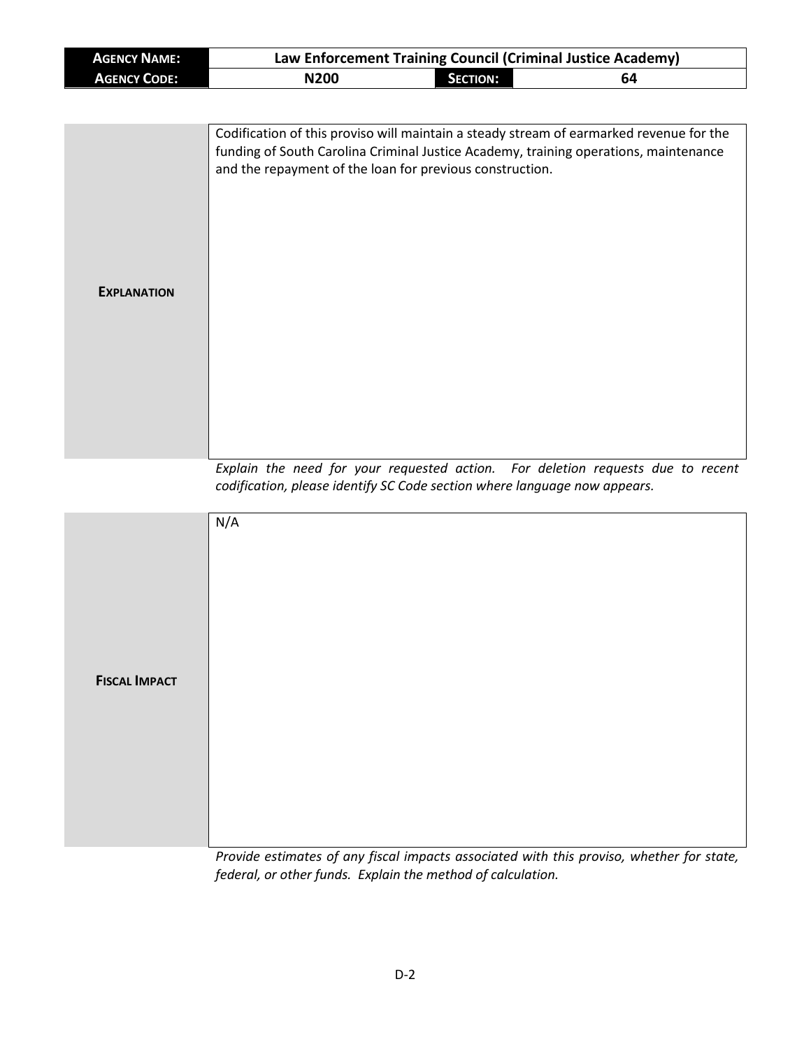| **AGENCY NAME:** | Law Enforcement Training Council (Criminal Justice Academy) | | |
|---|---|---|---|
| **AGENCY CODE:** | N200 | **SECTION:** | 64 |

| | |
|---|---|
| **EXPLANATION** | Codification of this proviso will maintain a steady stream of earmarked revenue for the funding of South Carolina Criminal Justice Academy, training operations, maintenance and the repayment of the loan for previous construction. |

*Explain the need for your requested action. For deletion requests due to recent codification, please identify SC Code section where language now appears.*

| | |
|---|---|
| **FISCAL IMPACT** | N/A |

*Provide estimates of any fiscal impacts associated with this proviso, whether for state, federal, or other funds. Explain the method of calculation.*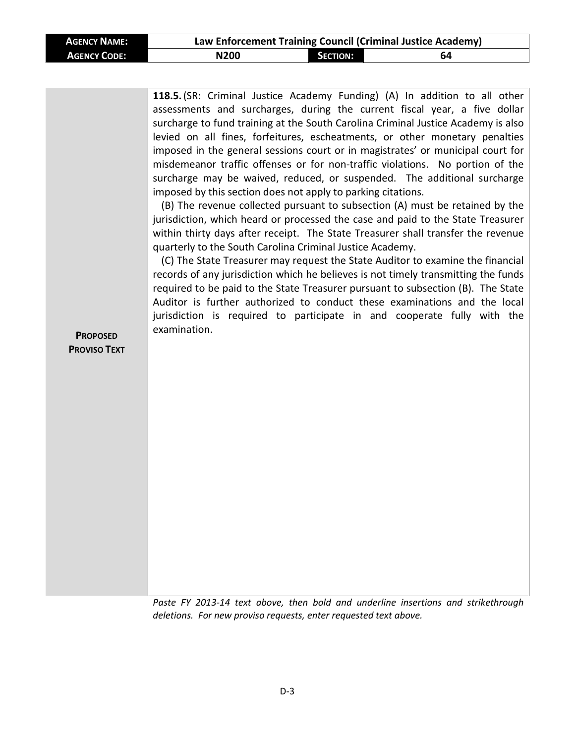| **Agency Name:** | **Law Enforcement Training Council (Criminal Justice Academy)** | | |
|---|---|---|---|
| **Agency Code:** | **N200** | **Section:** | **64** |

| | |
|---|---|
| **Proposed Proviso Text** | **118.5.** (SR: Criminal Justice Academy Funding) (A) In addition to all other assessments and surcharges, during the current fiscal year, a five dollar surcharge to fund training at the South Carolina Criminal Justice Academy is also levied on all fines, forfeitures, escheatments, or other monetary penalties imposed in the general sessions court or in magistrates' or municipal court for misdemeanor traffic offenses or for non-traffic violations. No portion of the surcharge may be waived, reduced, or suspended. The additional surcharge imposed by this section does not apply to parking citations.<br>(B) The revenue collected pursuant to subsection (A) must be retained by the jurisdiction, which heard or processed the case and paid to the State Treasurer within thirty days after receipt. The State Treasurer shall transfer the revenue quarterly to the South Carolina Criminal Justice Academy.<br>(C) The State Treasurer may request the State Auditor to examine the financial records of any jurisdiction which he believes is not timely transmitting the funds required to be paid to the State Treasurer pursuant to subsection (B). The State Auditor is further authorized to conduct these examinations and the local jurisdiction is required to participate in and cooperate fully with the examination. |

*Paste FY 2013-14 text above, then bold and underline insertions and strikethrough deletions. For new proviso requests, enter requested text above.*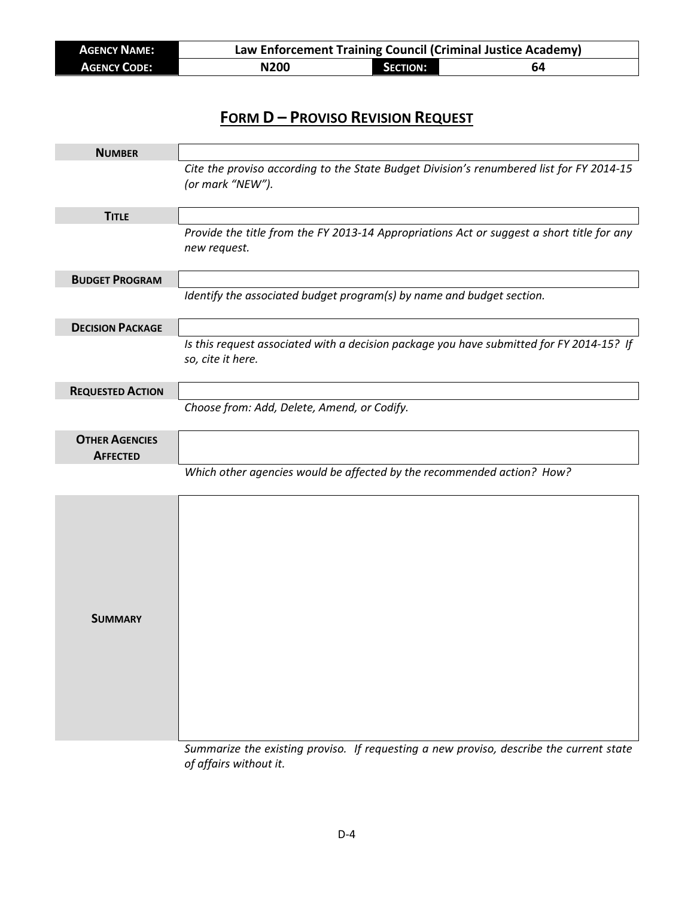| **Agency Name:** | Law Enforcement Training Council (Criminal Justice Academy) | | |
|---|---|---|---|
| **Agency Code:** | N200 | **Section:** | 64 |

# Form D – Proviso Revision Request

| | |
|---|---|
| **Number** | |
| | *Cite the proviso according to the State Budget Division's renumbered list for FY 2014-15 (or mark "NEW").* |
| **Title** | |
| | *Provide the title from the FY 2013-14 Appropriations Act or suggest a short title for any new request.* |
| **Budget Program** | |
| | *Identify the associated budget program(s) by name and budget section.* |
| **Decision Package** | |
| | *Is this request associated with a decision package you have submitted for FY 2014-15? If so, cite it here.* |
| **Requested Action** | |
| | *Choose from: Add, Delete, Amend, or Codify.* |
| **Other Agencies Affected** | |
| | *Which other agencies would be affected by the recommended action? How?* |
| **Summary** | |
| | *Summarize the existing proviso. If requesting a new proviso, describe the current state of affairs without it.* |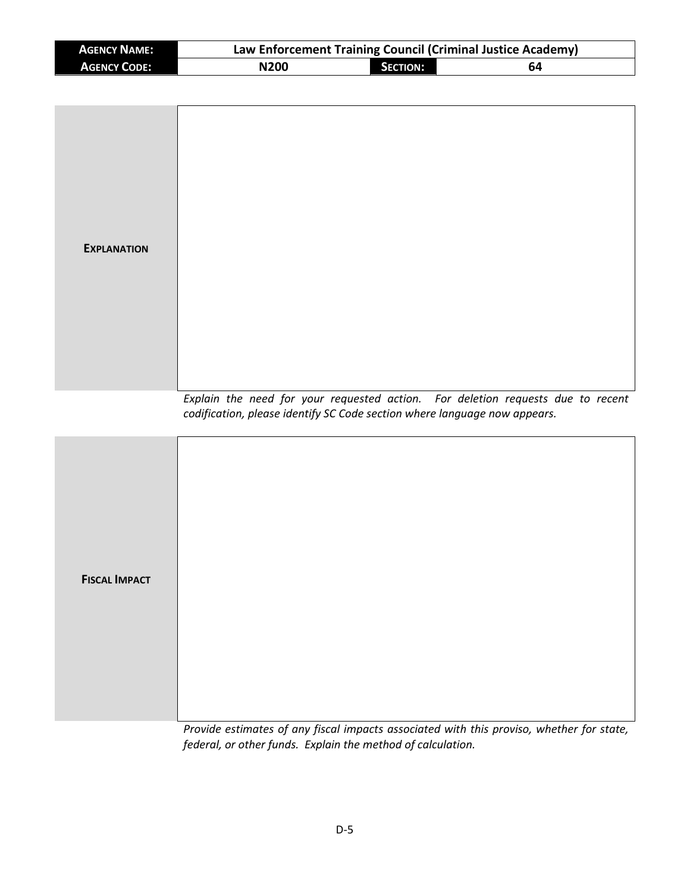| **AGENCY NAME:** | Law Enforcement Training Council (Criminal Justice Academy) | | |
|---|---|---|---|
| **AGENCY CODE:** | N200 | **SECTION:** | 64 |

| | |
|---|---|
| **EXPLANATION** | |

*Explain the need for your requested action. For deletion requests due to recent codification, please identify SC Code section where language now appears.*

| | |
|---|---|
| **FISCAL IMPACT** | |

*Provide estimates of any fiscal impacts associated with this proviso, whether for state, federal, or other funds. Explain the method of calculation.*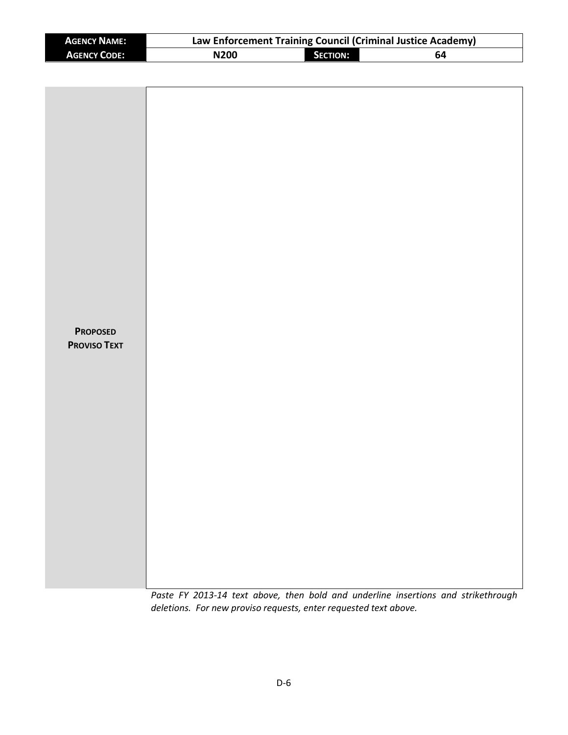| **Agency Name:** | Law Enforcement Training Council (Criminal Justice Academy) | | |
|---|---|---|---|
| **Agency Code:** | N200 | **Section:** | 64 |

| | |
|---|---|
| **Proposed Proviso Text** | |

*Paste FY 2013-14 text above, then bold and underline insertions and strikethrough deletions. For new proviso requests, enter requested text above.*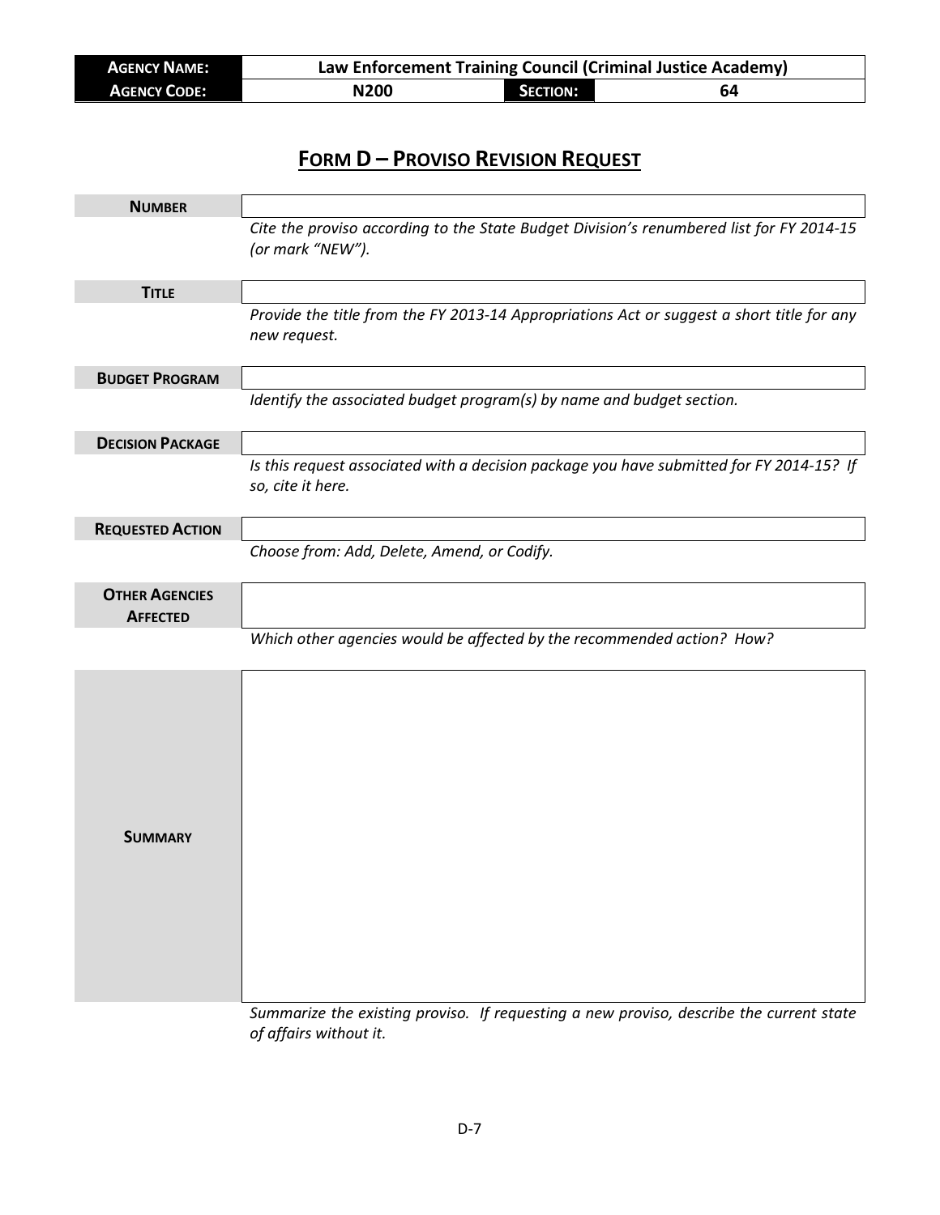| **AGENCY NAME:** | Law Enforcement Training Council (Criminal Justice Academy) | | |
|---|---|---|---|
| **AGENCY CODE:** | N200 | **SECTION:** | 64 |

# FORM D – PROVISO REVISION REQUEST

| | |
|---|---|
| **NUMBER** | |
| | *Cite the proviso according to the State Budget Division's renumbered list for FY 2014-15 (or mark "NEW").* |
| **TITLE** | |
| | *Provide the title from the FY 2013-14 Appropriations Act or suggest a short title for any new request.* |
| **BUDGET PROGRAM** | |
| | *Identify the associated budget program(s) by name and budget section.* |
| **DECISION PACKAGE** | |
| | *Is this request associated with a decision package you have submitted for FY 2014-15? If so, cite it here.* |
| **REQUESTED ACTION** | |
| | *Choose from: Add, Delete, Amend, or Codify.* |
| **OTHER AGENCIES AFFECTED** | |
| | *Which other agencies would be affected by the recommended action? How?* |
| **SUMMARY** | |
| | *Summarize the existing proviso. If requesting a new proviso, describe the current state of affairs without it.* |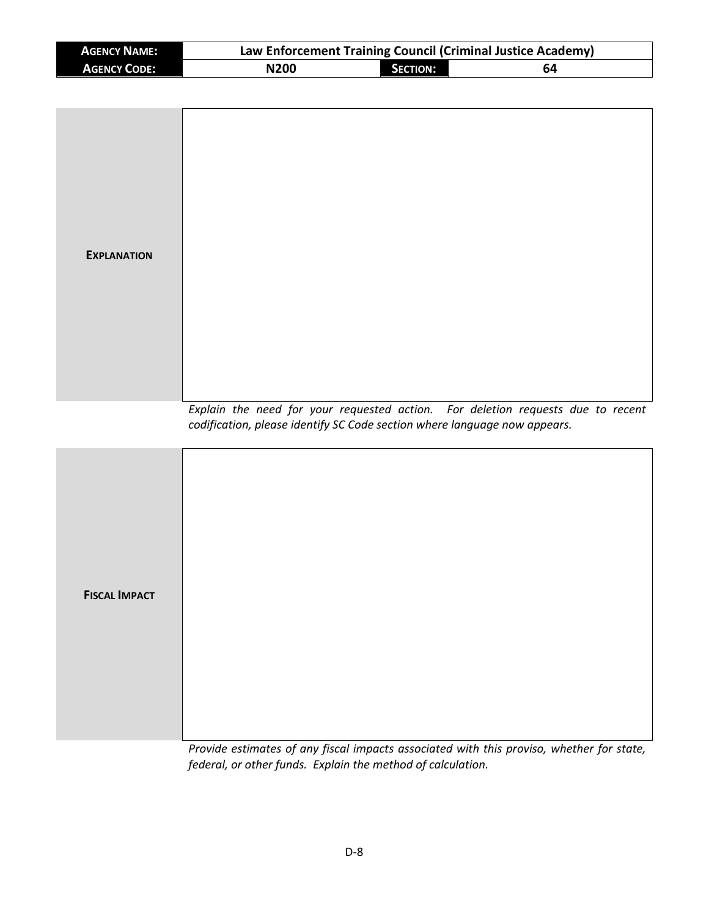| AGENCY NAME: | Law Enforcement Training Council (Criminal Justice Academy) | | |
|---|---|---|---|
| AGENCY CODE: | N200 | SECTION: | 64 |

| | |
|---|---|
| **EXPLANATION** | |

*Explain the need for your requested action. For deletion requests due to recent codification, please identify SC Code section where language now appears.*

| | |
|---|---|
| **FISCAL IMPACT** | |

*Provide estimates of any fiscal impacts associated with this proviso, whether for state, federal, or other funds. Explain the method of calculation.*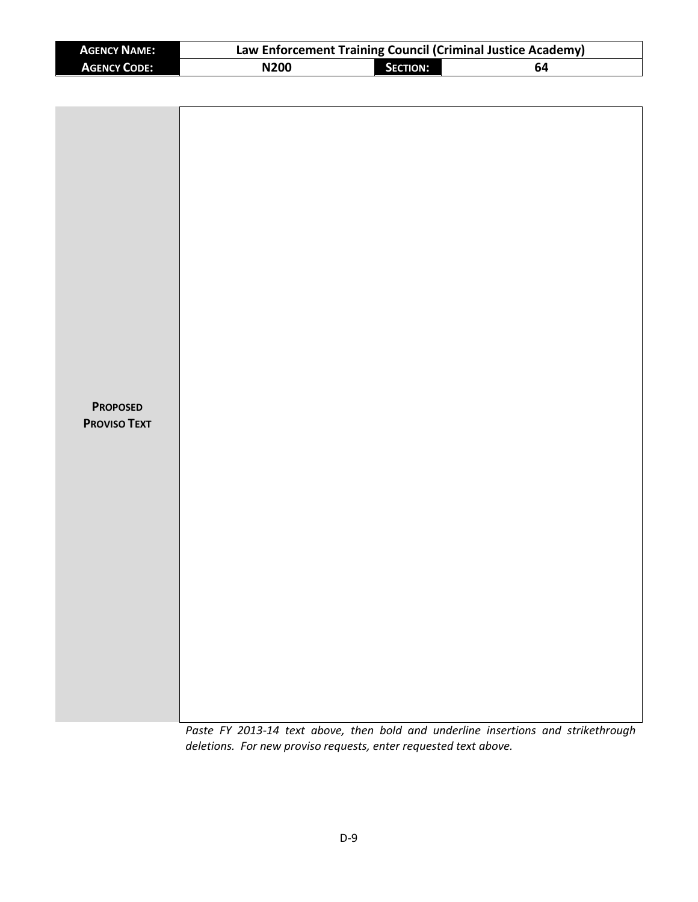| **Agency Name:** | Law Enforcement Training Council (Criminal Justice Academy) | | |
| --- | --- | --- | --- |
| **Agency Code:** | N200 | **Section:** | 64 |

| | |
| --- | --- |
| **Proposed Proviso Text** | |

*Paste FY 2013-14 text above, then bold and underline insertions and strikethrough deletions. For new proviso requests, enter requested text above.*